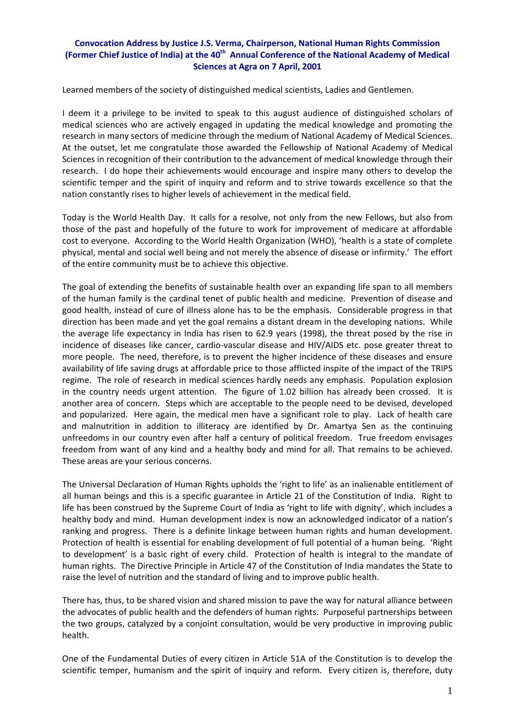# Convocation Address by Justice J.S. Verma, Chairperson, National Human Rights Commission (Former Chief Justice of India) at the 40th Annual Conference of the National Academy of Medical Sciences at Agra on 7 April, 2001

Learned members of the society of distinguished medical scientists, Ladies and Gentlemen.

I deem it a privilege to be invited to speak to this august audience of distinguished scholars of medical sciences who are actively engaged in updating the medical knowledge and promoting the research in many sectors of medicine through the medium of National Academy of Medical Sciences. At the outset, let me congratulate those awarded the Fellowship of National Academy of Medical Sciences in recognition of their contribution to the advancement of medical knowledge through their research. I do hope their achievements would encourage and inspire many others to develop the scientific temper and the spirit of inquiry and reform and to strive towards excellence so that the nation constantly rises to higher levels of achievement in the medical field.

Today is the World Health Day. It calls for a resolve, not only from the new Fellows, but also from those of the past and hopefully of the future to work for improvement of medicare at affordable cost to everyone. According to the World Health Organization (WHO), 'health is a state of complete physical, mental and social well being and not merely the absence of disease or infirmity.' The effort of the entire community must be to achieve this objective.

The goal of extending the benefits of sustainable health over an expanding life span to all members of the human family is the cardinal tenet of public health and medicine. Prevention of disease and good health, instead of cure of illness alone has to be the emphasis. Considerable progress in that direction has been made and yet the goal remains a distant dream in the developing nations. While the average life expectancy in India has risen to 62.9 years (1998), the threat posed by the rise in incidence of diseases like cancer, cardio-vascular disease and HIV/AIDS etc. pose greater threat to more people. The need, therefore, is to prevent the higher incidence of these diseases and ensure availability of life saving drugs at affordable price to those afflicted inspite of the impact of the TRIPS regime. The role of research in medical sciences hardly needs any emphasis. Population explosion in the country needs urgent attention. The figure of 1.02 billion has already been crossed. It is another area of concern. Steps which are acceptable to the people need to be devised, developed and popularized. Here again, the medical men have a significant role to play. Lack of health care and malnutrition in addition to illiteracy are identified by Dr. Amartya Sen as the continuing unfreedoms in our country even after half a century of political freedom. True freedom envisages freedom from want of any kind and a healthy body and mind for all. That remains to be achieved. These areas are your serious concerns.

The Universal Declaration of Human Rights upholds the 'right to life' as an inalienable entitlement of all human beings and this is a specific guarantee in Article 21 of the Constitution of India. Right to life has been construed by the Supreme Court of India as 'right to life with dignity', which includes a healthy body and mind. Human development index is now an acknowledged indicator of a nation's ranking and progress. There is a definite linkage between human rights and human development. Protection of health is essential for enabling development of full potential of a human being. 'Right to development' is a basic right of every child. Protection of health is integral to the mandate of human rights. The Directive Principle in Article 47 of the Constitution of India mandates the State to raise the level of nutrition and the standard of living and to improve public health.

There has, thus, to be shared vision and shared mission to pave the way for natural alliance between the advocates of public health and the defenders of human rights. Purposeful partnerships between the two groups, catalyzed by a conjoint consultation, would be very productive in improving public health.

One of the Fundamental Duties of every citizen in Article 51A of the Constitution is to develop the scientific temper, humanism and the spirit of inquiry and reform. Every citizen is, therefore, duty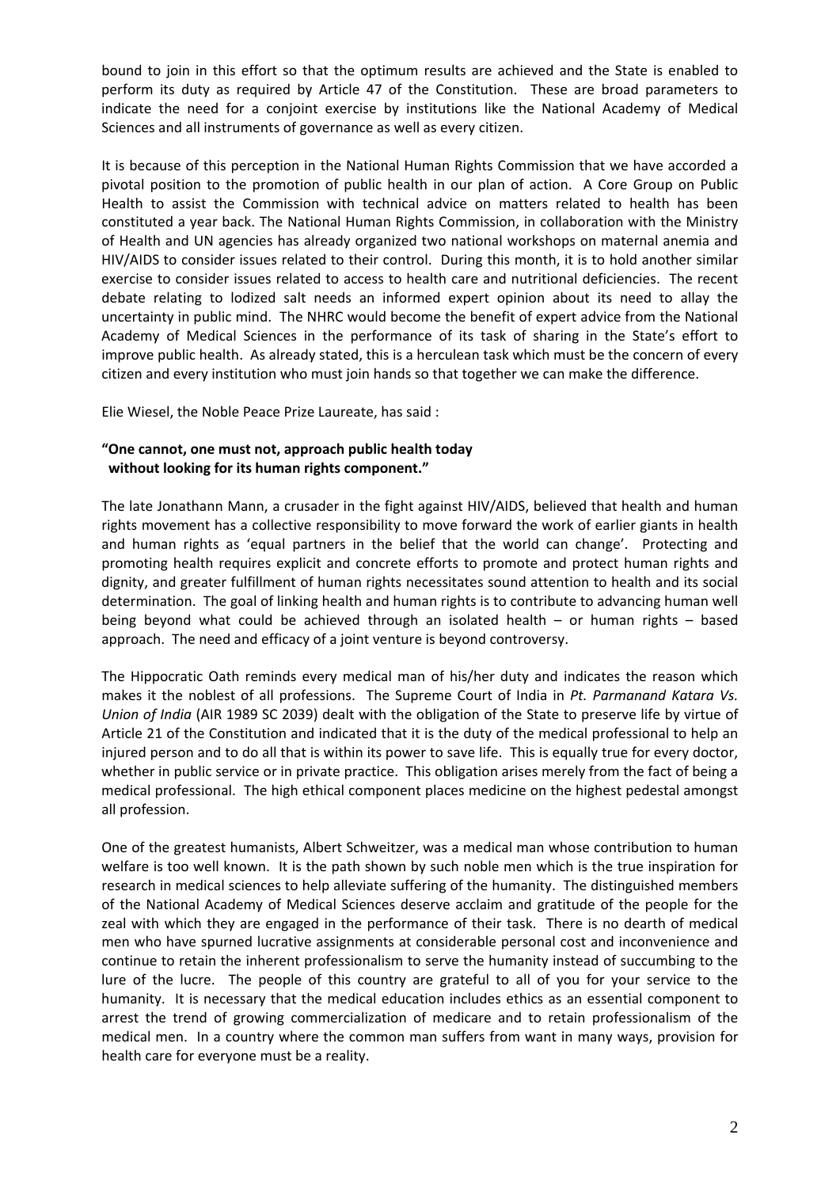bound to join in this effort so that the optimum results are achieved and the State is enabled to perform its duty as required by Article 47 of the Constitution. These are broad parameters to indicate the need for a conjoint exercise by institutions like the National Academy of Medical Sciences and all instruments of governance as well as every citizen.

It is because of this perception in the National Human Rights Commission that we have accorded a pivotal position to the promotion of public health in our plan of action. A Core Group on Public Health to assist the Commission with technical advice on matters related to health has been constituted a year back. The National Human Rights Commission, in collaboration with the Ministry of Health and UN agencies has already organized two national workshops on maternal anemia and HIV/AIDS to consider issues related to their control. During this month, it is to hold another similar exercise to consider issues related to access to health care and nutritional deficiencies. The recent debate relating to Iodized salt needs an informed expert opinion about its need to allay the uncertainty in public mind. The NHRC would become the benefit of expert advice from the National Academy of Medical Sciences in the performance of its task of sharing in the State's effort to improve public health. As already stated, this is a herculean task which must be the concern of every citizen and every institution who must join hands so that together we can make the difference.

Elie Wiesel, the Noble Peace Prize Laureate, has said :

**"One cannot, one must not, approach public health today without looking for its human rights component."**

The late Jonathann Mann, a crusader in the fight against HIV/AIDS, believed that health and human rights movement has a collective responsibility to move forward the work of earlier giants in health and human rights as 'equal partners in the belief that the world can change'. Protecting and promoting health requires explicit and concrete efforts to promote and protect human rights and dignity, and greater fulfillment of human rights necessitates sound attention to health and its social determination. The goal of linking health and human rights is to contribute to advancing human well being beyond what could be achieved through an isolated health – or human rights – based approach. The need and efficacy of a joint venture is beyond controversy.

The Hippocratic Oath reminds every medical man of his/her duty and indicates the reason which makes it the noblest of all professions. The Supreme Court of India in *Pt. Parmanand Katara Vs. Union of India* (AIR 1989 SC 2039) dealt with the obligation of the State to preserve life by virtue of Article 21 of the Constitution and indicated that it is the duty of the medical professional to help an injured person and to do all that is within its power to save life. This is equally true for every doctor, whether in public service or in private practice. This obligation arises merely from the fact of being a medical professional. The high ethical component places medicine on the highest pedestal amongst all profession.

One of the greatest humanists, Albert Schweitzer, was a medical man whose contribution to human welfare is too well known. It is the path shown by such noble men which is the true inspiration for research in medical sciences to help alleviate suffering of the humanity. The distinguished members of the National Academy of Medical Sciences deserve acclaim and gratitude of the people for the zeal with which they are engaged in the performance of their task. There is no dearth of medical men who have spurned lucrative assignments at considerable personal cost and inconvenience and continue to retain the inherent professionalism to serve the humanity instead of succumbing to the lure of the lucre. The people of this country are grateful to all of you for your service to the humanity. It is necessary that the medical education includes ethics as an essential component to arrest the trend of growing commercialization of medicare and to retain professionalism of the medical men. In a country where the common man suffers from want in many ways, provision for health care for everyone must be a reality.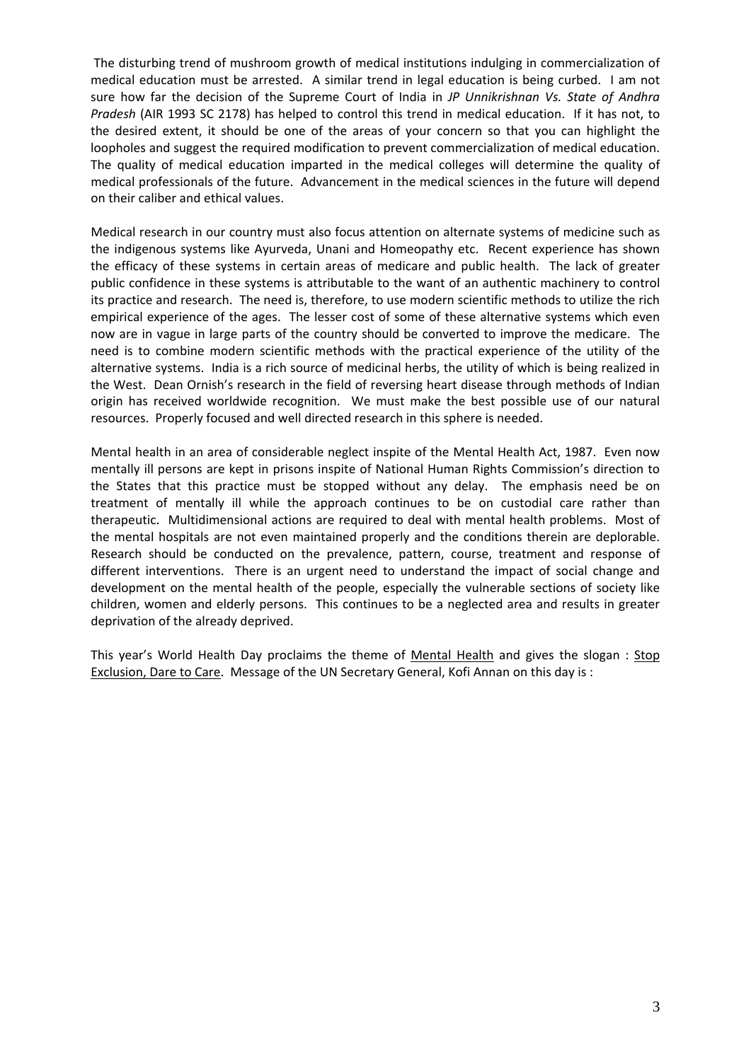The disturbing trend of mushroom growth of medical institutions indulging in commercialization of medical education must be arrested. A similar trend in legal education is being curbed. I am not sure how far the decision of the Supreme Court of India in *JP Unnikrishnan Vs. State of Andhra Pradesh* (AIR 1993 SC 2178) has helped to control this trend in medical education. If it has not, to the desired extent, it should be one of the areas of your concern so that you can highlight the loopholes and suggest the required modification to prevent commercialization of medical education. The quality of medical education imparted in the medical colleges will determine the quality of medical professionals of the future. Advancement in the medical sciences in the future will depend on their caliber and ethical values.

Medical research in our country must also focus attention on alternate systems of medicine such as the indigenous systems like Ayurveda, Unani and Homeopathy etc. Recent experience has shown the efficacy of these systems in certain areas of medicare and public health. The lack of greater public confidence in these systems is attributable to the want of an authentic machinery to control its practice and research. The need is, therefore, to use modern scientific methods to utilize the rich empirical experience of the ages. The lesser cost of some of these alternative systems which even now are in vague in large parts of the country should be converted to improve the medicare. The need is to combine modern scientific methods with the practical experience of the utility of the alternative systems. India is a rich source of medicinal herbs, the utility of which is being realized in the West. Dean Ornish's research in the field of reversing heart disease through methods of Indian origin has received worldwide recognition. We must make the best possible use of our natural resources. Properly focused and well directed research in this sphere is needed.

Mental health in an area of considerable neglect inspite of the Mental Health Act, 1987. Even now mentally ill persons are kept in prisons inspite of National Human Rights Commission's direction to the States that this practice must be stopped without any delay. The emphasis need be on treatment of mentally ill while the approach continues to be on custodial care rather than therapeutic. Multidimensional actions are required to deal with mental health problems. Most of the mental hospitals are not even maintained properly and the conditions therein are deplorable. Research should be conducted on the prevalence, pattern, course, treatment and response of different interventions. There is an urgent need to understand the impact of social change and development on the mental health of the people, especially the vulnerable sections of society like children, women and elderly persons. This continues to be a neglected area and results in greater deprivation of the already deprived.

This year's World Health Day proclaims the theme of Mental Health and gives the slogan : Stop Exclusion, Dare to Care. Message of the UN Secretary General, Kofi Annan on this day is :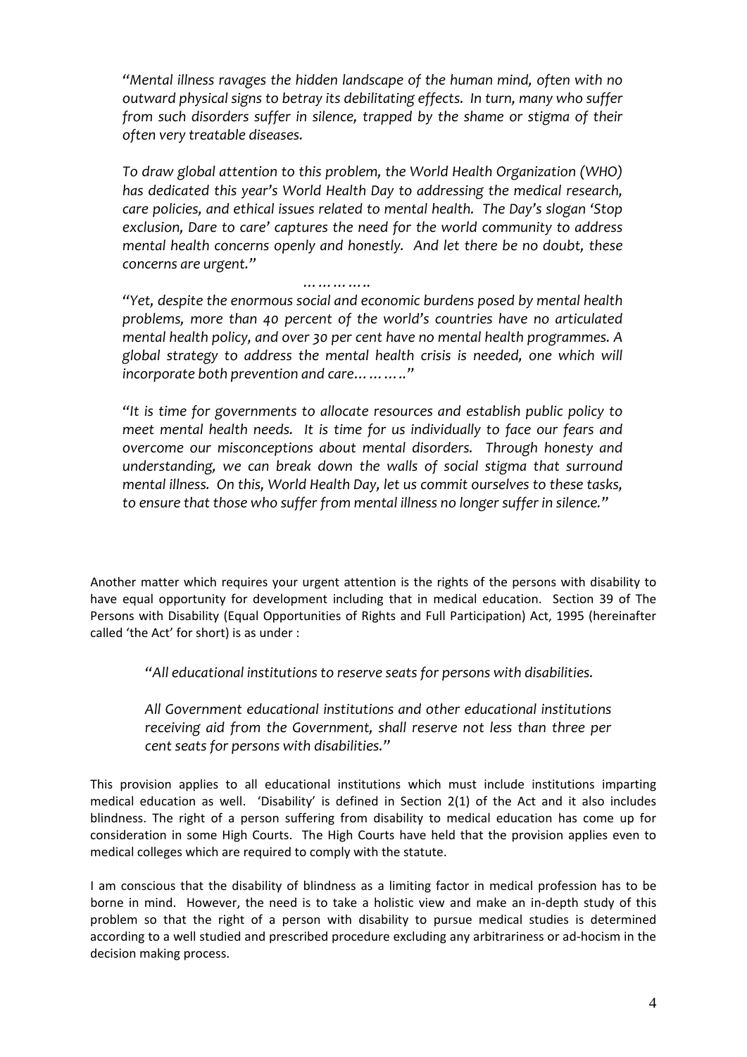*"Mental illness ravages the hidden landscape of the human mind, often with no outward physical signs to betray its debilitating effects. In turn, many who suffer from such disorders suffer in silence, trapped by the shame or stigma of their often very treatable diseases.*

*To draw global attention to this problem, the World Health Organization (WHO) has dedicated this year's World Health Day to addressing the medical research, care policies, and ethical issues related to mental health. The Day's slogan 'Stop exclusion, Dare to care' captures the need for the world community to address mental health concerns openly and honestly. And let there be no doubt, these concerns are urgent."*

*…………*

*"Yet, despite the enormous social and economic burdens posed by mental health problems, more than 40 percent of the world's countries have no articulated mental health policy, and over 30 per cent have no mental health programmes. A global strategy to address the mental health crisis is needed, one which will incorporate both prevention and care………"*

*"It is time for governments to allocate resources and establish public policy to meet mental health needs. It is time for us individually to face our fears and overcome our misconceptions about mental disorders. Through honesty and understanding, we can break down the walls of social stigma that surround mental illness. On this, World Health Day, let us commit ourselves to these tasks, to ensure that those who suffer from mental illness no longer suffer in silence."*

Another matter which requires your urgent attention is the rights of the persons with disability to have equal opportunity for development including that in medical education. Section 39 of The Persons with Disability (Equal Opportunities of Rights and Full Participation) Act, 1995 (hereinafter called 'the Act' for short) is as under :

> *"All educational institutions to reserve seats for persons with disabilities.*
>
> *All Government educational institutions and other educational institutions receiving aid from the Government, shall reserve not less than three per cent seats for persons with disabilities."*

This provision applies to all educational institutions which must include institutions imparting medical education as well. 'Disability' is defined in Section 2(1) of the Act and it also includes blindness. The right of a person suffering from disability to medical education has come up for consideration in some High Courts. The High Courts have held that the provision applies even to medical colleges which are required to comply with the statute.

I am conscious that the disability of blindness as a limiting factor in medical profession has to be borne in mind. However, the need is to take a holistic view and make an in-depth study of this problem so that the right of a person with disability to pursue medical studies is determined according to a well studied and prescribed procedure excluding any arbitrariness or ad-hocism in the decision making process.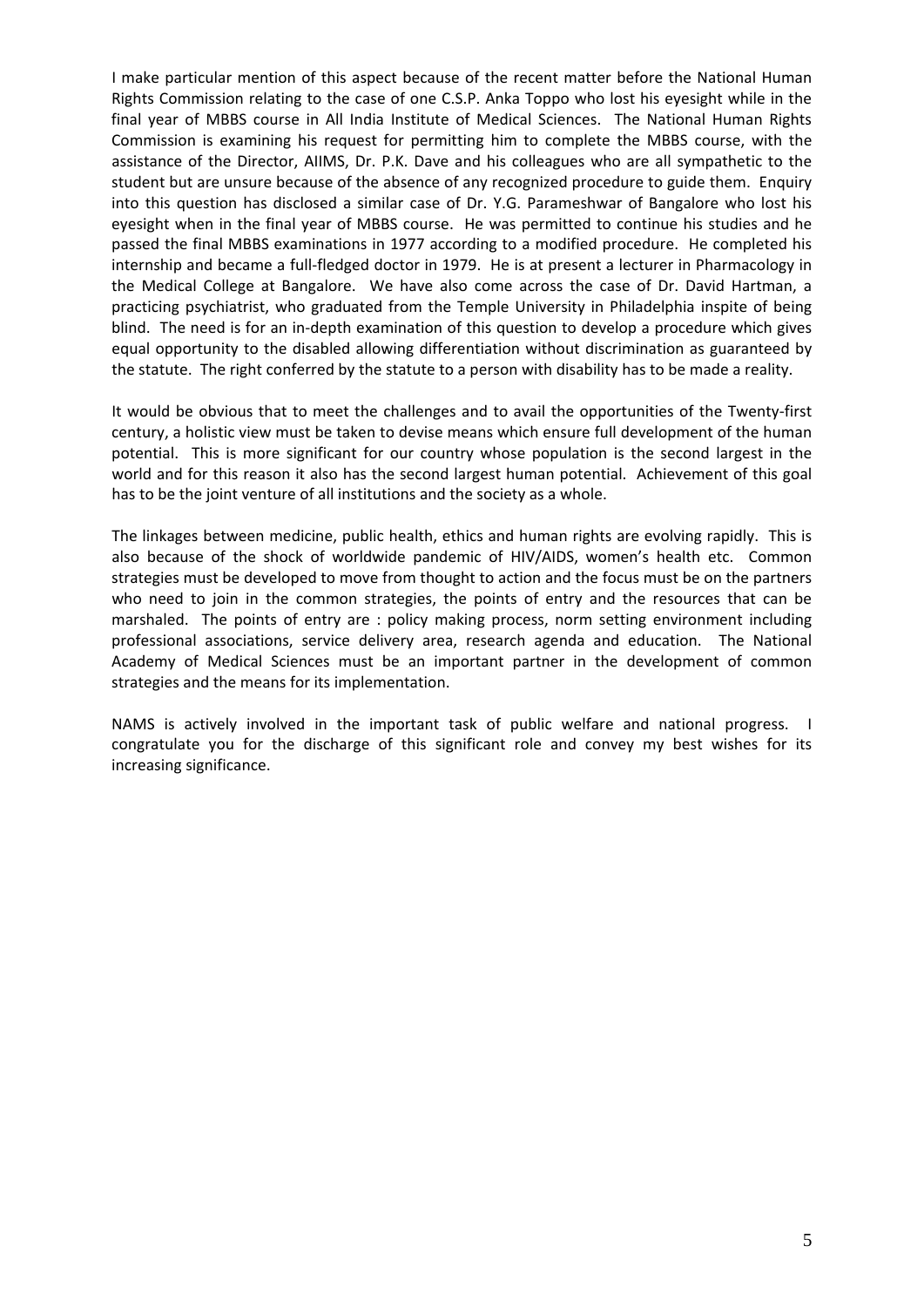I make particular mention of this aspect because of the recent matter before the National Human Rights Commission relating to the case of one C.S.P. Anka Toppo who lost his eyesight while in the final year of MBBS course in All India Institute of Medical Sciences. The National Human Rights Commission is examining his request for permitting him to complete the MBBS course, with the assistance of the Director, AIIMS, Dr. P.K. Dave and his colleagues who are all sympathetic to the student but are unsure because of the absence of any recognized procedure to guide them. Enquiry into this question has disclosed a similar case of Dr. Y.G. Parameshwar of Bangalore who lost his eyesight when in the final year of MBBS course. He was permitted to continue his studies and he passed the final MBBS examinations in 1977 according to a modified procedure. He completed his internship and became a full-fledged doctor in 1979. He is at present a lecturer in Pharmacology in the Medical College at Bangalore. We have also come across the case of Dr. David Hartman, a practicing psychiatrist, who graduated from the Temple University in Philadelphia inspite of being blind. The need is for an in-depth examination of this question to develop a procedure which gives equal opportunity to the disabled allowing differentiation without discrimination as guaranteed by the statute. The right conferred by the statute to a person with disability has to be made a reality.

It would be obvious that to meet the challenges and to avail the opportunities of the Twenty-first century, a holistic view must be taken to devise means which ensure full development of the human potential. This is more significant for our country whose population is the second largest in the world and for this reason it also has the second largest human potential. Achievement of this goal has to be the joint venture of all institutions and the society as a whole.

The linkages between medicine, public health, ethics and human rights are evolving rapidly. This is also because of the shock of worldwide pandemic of HIV/AIDS, women's health etc. Common strategies must be developed to move from thought to action and the focus must be on the partners who need to join in the common strategies, the points of entry and the resources that can be marshaled. The points of entry are : policy making process, norm setting environment including professional associations, service delivery area, research agenda and education. The National Academy of Medical Sciences must be an important partner in the development of common strategies and the means for its implementation.

NAMS is actively involved in the important task of public welfare and national progress. I congratulate you for the discharge of this significant role and convey my best wishes for its increasing significance.